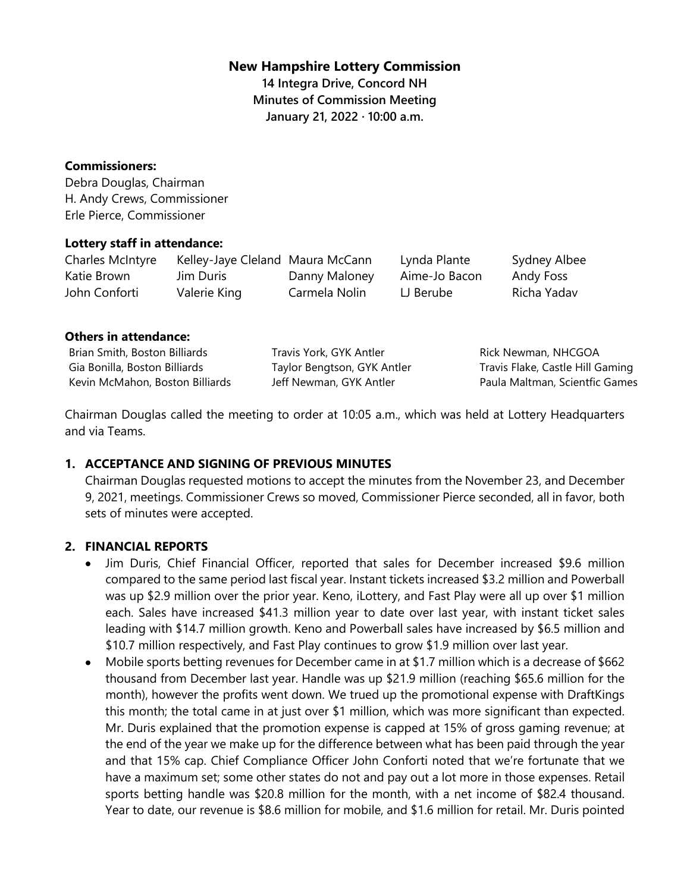# New Hampshire Lottery Commission

**14 Integra Drive, Concord NH**
**Minutes of Commission Meeting**
**January 21, 2022 · 10:00 a.m.**

**Commissioners:**
Debra Douglas, Chairman
H. Andy Crews, Commissioner
Erle Pierce, Commissioner

**Lottery staff in attendance:**

| | | | | |
|---|---|---|---|---|
| Charles McIntyre | Kelley-Jaye Cleland | Maura McCann | Lynda Plante | Sydney Albee |
| Katie Brown | Jim Duris | Danny Maloney | Aime-Jo Bacon | Andy Foss |
| John Conforti | Valerie King | Carmela Nolin | LJ Berube | Richa Yadav |

**Others in attendance:**

| | | |
|---|---|---|
| Brian Smith, Boston Billiards | Travis York, GYK Antler | Rick Newman, NHCGOA |
| Gia Bonilla, Boston Billiards | Taylor Bengtson, GYK Antler | Travis Flake, Castle Hill Gaming |
| Kevin McMahon, Boston Billiards | Jeff Newman, GYK Antler | Paula Maltman, Scientfic Games |

Chairman Douglas called the meeting to order at 10:05 a.m., which was held at Lottery Headquarters and via Teams.

## 1. ACCEPTANCE AND SIGNING OF PREVIOUS MINUTES

Chairman Douglas requested motions to accept the minutes from the November 23, and December 9, 2021, meetings. Commissioner Crews so moved, Commissioner Pierce seconded, all in favor, both sets of minutes were accepted.

## 2. FINANCIAL REPORTS

- Jim Duris, Chief Financial Officer, reported that sales for December increased $9.6 million compared to the same period last fiscal year. Instant tickets increased $3.2 million and Powerball was up $2.9 million over the prior year. Keno, iLottery, and Fast Play were all up over $1 million each. Sales have increased $41.3 million year to date over last year, with instant ticket sales leading with $14.7 million growth. Keno and Powerball sales have increased by $6.5 million and $10.7 million respectively, and Fast Play continues to grow $1.9 million over last year.
- Mobile sports betting revenues for December came in at $1.7 million which is a decrease of $662 thousand from December last year. Handle was up $21.9 million (reaching $65.6 million for the month), however the profits went down. We trued up the promotional expense with DraftKings this month; the total came in at just over $1 million, which was more significant than expected. Mr. Duris explained that the promotion expense is capped at 15% of gross gaming revenue; at the end of the year we make up for the difference between what has been paid through the year and that 15% cap. Chief Compliance Officer John Conforti noted that we're fortunate that we have a maximum set; some other states do not and pay out a lot more in those expenses. Retail sports betting handle was $20.8 million for the month, with a net income of $82.4 thousand. Year to date, our revenue is $8.6 million for mobile, and $1.6 million for retail. Mr. Duris pointed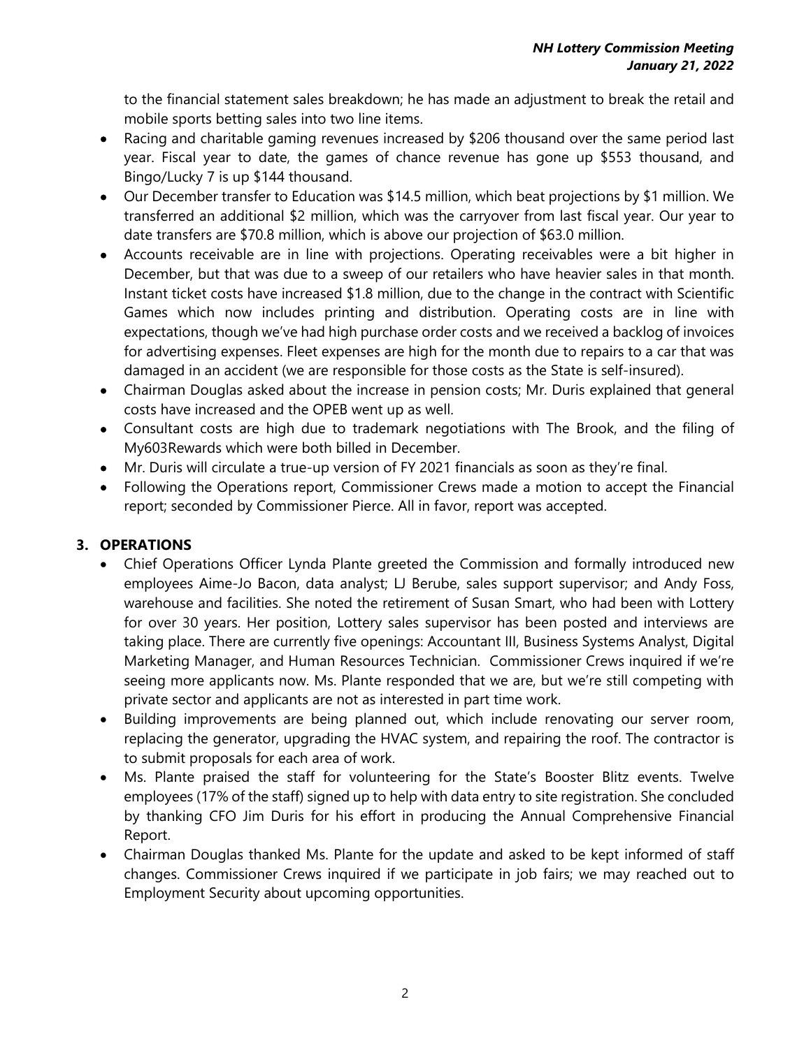to the financial statement sales breakdown; he has made an adjustment to break the retail and mobile sports betting sales into two line items.

- Racing and charitable gaming revenues increased by $206 thousand over the same period last year. Fiscal year to date, the games of chance revenue has gone up $553 thousand, and Bingo/Lucky 7 is up $144 thousand.
- Our December transfer to Education was $14.5 million, which beat projections by $1 million. We transferred an additional $2 million, which was the carryover from last fiscal year. Our year to date transfers are $70.8 million, which is above our projection of $63.0 million.
- Accounts receivable are in line with projections. Operating receivables were a bit higher in December, but that was due to a sweep of our retailers who have heavier sales in that month. Instant ticket costs have increased $1.8 million, due to the change in the contract with Scientific Games which now includes printing and distribution. Operating costs are in line with expectations, though we've had high purchase order costs and we received a backlog of invoices for advertising expenses. Fleet expenses are high for the month due to repairs to a car that was damaged in an accident (we are responsible for those costs as the State is self-insured).
- Chairman Douglas asked about the increase in pension costs; Mr. Duris explained that general costs have increased and the OPEB went up as well.
- Consultant costs are high due to trademark negotiations with The Brook, and the filing of My603Rewards which were both billed in December.
- Mr. Duris will circulate a true-up version of FY 2021 financials as soon as they're final.
- Following the Operations report, Commissioner Crews made a motion to accept the Financial report; seconded by Commissioner Pierce. All in favor, report was accepted.

## 3. OPERATIONS

- Chief Operations Officer Lynda Plante greeted the Commission and formally introduced new employees Aime-Jo Bacon, data analyst; LJ Berube, sales support supervisor; and Andy Foss, warehouse and facilities. She noted the retirement of Susan Smart, who had been with Lottery for over 30 years. Her position, Lottery sales supervisor has been posted and interviews are taking place. There are currently five openings: Accountant III, Business Systems Analyst, Digital Marketing Manager, and Human Resources Technician. Commissioner Crews inquired if we're seeing more applicants now. Ms. Plante responded that we are, but we're still competing with private sector and applicants are not as interested in part time work.
- Building improvements are being planned out, which include renovating our server room, replacing the generator, upgrading the HVAC system, and repairing the roof. The contractor is to submit proposals for each area of work.
- Ms. Plante praised the staff for volunteering for the State's Booster Blitz events. Twelve employees (17% of the staff) signed up to help with data entry to site registration. She concluded by thanking CFO Jim Duris for his effort in producing the Annual Comprehensive Financial Report.
- Chairman Douglas thanked Ms. Plante for the update and asked to be kept informed of staff changes. Commissioner Crews inquired if we participate in job fairs; we may reached out to Employment Security about upcoming opportunities.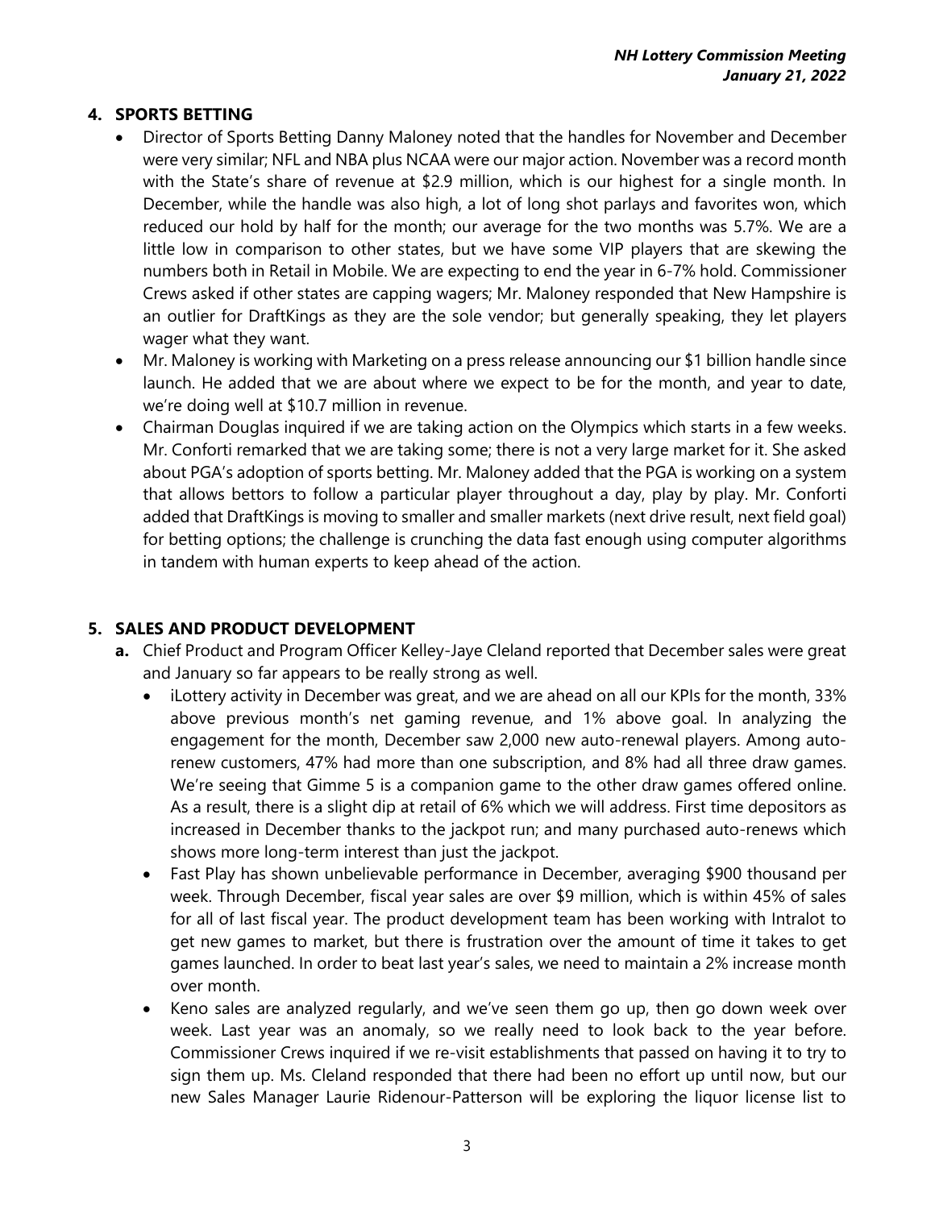## 4. SPORTS BETTING

- Director of Sports Betting Danny Maloney noted that the handles for November and December were very similar; NFL and NBA plus NCAA were our major action. November was a record month with the State's share of revenue at $2.9 million, which is our highest for a single month. In December, while the handle was also high, a lot of long shot parlays and favorites won, which reduced our hold by half for the month; our average for the two months was 5.7%. We are a little low in comparison to other states, but we have some VIP players that are skewing the numbers both in Retail in Mobile. We are expecting to end the year in 6-7% hold. Commissioner Crews asked if other states are capping wagers; Mr. Maloney responded that New Hampshire is an outlier for DraftKings as they are the sole vendor; but generally speaking, they let players wager what they want.
- Mr. Maloney is working with Marketing on a press release announcing our $1 billion handle since launch. He added that we are about where we expect to be for the month, and year to date, we're doing well at $10.7 million in revenue.
- Chairman Douglas inquired if we are taking action on the Olympics which starts in a few weeks. Mr. Conforti remarked that we are taking some; there is not a very large market for it. She asked about PGA's adoption of sports betting. Mr. Maloney added that the PGA is working on a system that allows bettors to follow a particular player throughout a day, play by play. Mr. Conforti added that DraftKings is moving to smaller and smaller markets (next drive result, next field goal) for betting options; the challenge is crunching the data fast enough using computer algorithms in tandem with human experts to keep ahead of the action.

## 5. SALES AND PRODUCT DEVELOPMENT

**a.** Chief Product and Program Officer Kelley-Jaye Cleland reported that December sales were great and January so far appears to be really strong as well.

- iLottery activity in December was great, and we are ahead on all our KPIs for the month, 33% above previous month's net gaming revenue, and 1% above goal. In analyzing the engagement for the month, December saw 2,000 new auto-renewal players. Among auto-renew customers, 47% had more than one subscription, and 8% had all three draw games. We're seeing that Gimme 5 is a companion game to the other draw games offered online. As a result, there is a slight dip at retail of 6% which we will address. First time depositors as increased in December thanks to the jackpot run; and many purchased auto-renews which shows more long-term interest than just the jackpot.
- Fast Play has shown unbelievable performance in December, averaging $900 thousand per week. Through December, fiscal year sales are over $9 million, which is within 45% of sales for all of last fiscal year. The product development team has been working with Intralot to get new games to market, but there is frustration over the amount of time it takes to get games launched. In order to beat last year's sales, we need to maintain a 2% increase month over month.
- Keno sales are analyzed regularly, and we've seen them go up, then go down week over week. Last year was an anomaly, so we really need to look back to the year before. Commissioner Crews inquired if we re-visit establishments that passed on having it to try to sign them up. Ms. Cleland responded that there had been no effort up until now, but our new Sales Manager Laurie Ridenour-Patterson will be exploring the liquor license list to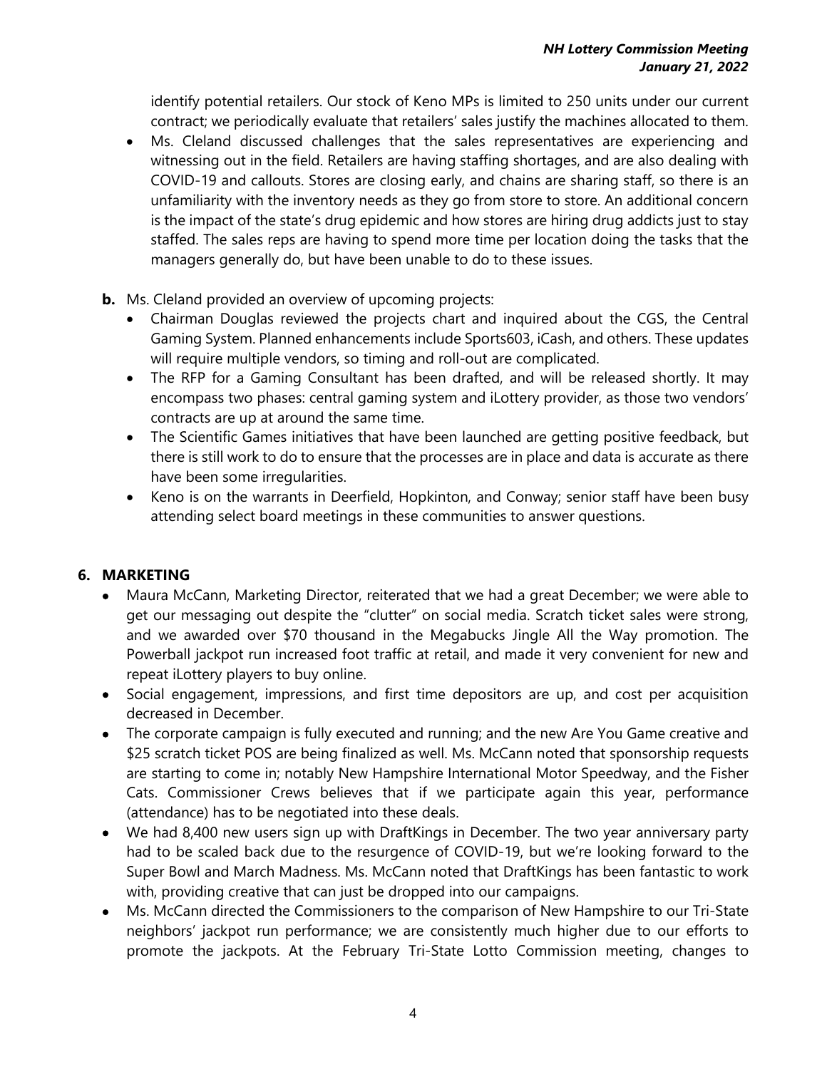identify potential retailers. Our stock of Keno MPs is limited to 250 units under our current contract; we periodically evaluate that retailers' sales justify the machines allocated to them.

- Ms. Cleland discussed challenges that the sales representatives are experiencing and witnessing out in the field. Retailers are having staffing shortages, and are also dealing with COVID-19 and callouts. Stores are closing early, and chains are sharing staff, so there is an unfamiliarity with the inventory needs as they go from store to store. An additional concern is the impact of the state's drug epidemic and how stores are hiring drug addicts just to stay staffed. The sales reps are having to spend more time per location doing the tasks that the managers generally do, but have been unable to do to these issues.

**b.** Ms. Cleland provided an overview of upcoming projects:

- Chairman Douglas reviewed the projects chart and inquired about the CGS, the Central Gaming System. Planned enhancements include Sports603, iCash, and others. These updates will require multiple vendors, so timing and roll-out are complicated.
- The RFP for a Gaming Consultant has been drafted, and will be released shortly. It may encompass two phases: central gaming system and iLottery provider, as those two vendors' contracts are up at around the same time.
- The Scientific Games initiatives that have been launched are getting positive feedback, but there is still work to do to ensure that the processes are in place and data is accurate as there have been some irregularities.
- Keno is on the warrants in Deerfield, Hopkinton, and Conway; senior staff have been busy attending select board meetings in these communities to answer questions.

## 6. MARKETING

- Maura McCann, Marketing Director, reiterated that we had a great December; we were able to get our messaging out despite the "clutter" on social media. Scratch ticket sales were strong, and we awarded over $70 thousand in the Megabucks Jingle All the Way promotion. The Powerball jackpot run increased foot traffic at retail, and made it very convenient for new and repeat iLottery players to buy online.
- Social engagement, impressions, and first time depositors are up, and cost per acquisition decreased in December.
- The corporate campaign is fully executed and running; and the new Are You Game creative and $25 scratch ticket POS are being finalized as well. Ms. McCann noted that sponsorship requests are starting to come in; notably New Hampshire International Motor Speedway, and the Fisher Cats. Commissioner Crews believes that if we participate again this year, performance (attendance) has to be negotiated into these deals.
- We had 8,400 new users sign up with DraftKings in December. The two year anniversary party had to be scaled back due to the resurgence of COVID-19, but we're looking forward to the Super Bowl and March Madness. Ms. McCann noted that DraftKings has been fantastic to work with, providing creative that can just be dropped into our campaigns.
- Ms. McCann directed the Commissioners to the comparison of New Hampshire to our Tri-State neighbors' jackpot run performance; we are consistently much higher due to our efforts to promote the jackpots. At the February Tri-State Lotto Commission meeting, changes to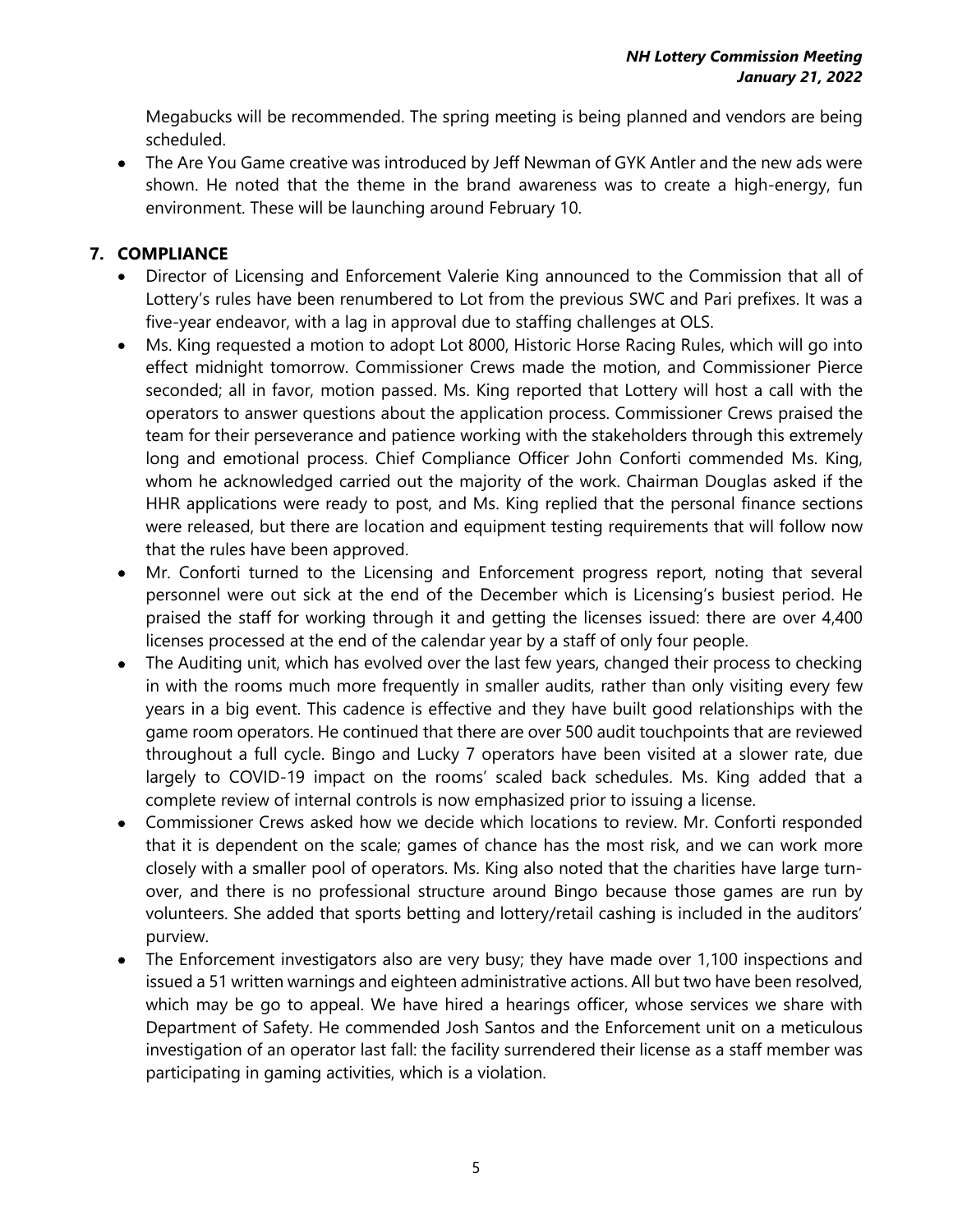Megabucks will be recommended. The spring meeting is being planned and vendors are being scheduled.

- The Are You Game creative was introduced by Jeff Newman of GYK Antler and the new ads were shown. He noted that the theme in the brand awareness was to create a high-energy, fun environment. These will be launching around February 10.

## 7. COMPLIANCE

- Director of Licensing and Enforcement Valerie King announced to the Commission that all of Lottery's rules have been renumbered to Lot from the previous SWC and Pari prefixes. It was a five-year endeavor, with a lag in approval due to staffing challenges at OLS.
- Ms. King requested a motion to adopt Lot 8000, Historic Horse Racing Rules, which will go into effect midnight tomorrow. Commissioner Crews made the motion, and Commissioner Pierce seconded; all in favor, motion passed. Ms. King reported that Lottery will host a call with the operators to answer questions about the application process. Commissioner Crews praised the team for their perseverance and patience working with the stakeholders through this extremely long and emotional process. Chief Compliance Officer John Conforti commended Ms. King, whom he acknowledged carried out the majority of the work. Chairman Douglas asked if the HHR applications were ready to post, and Ms. King replied that the personal finance sections were released, but there are location and equipment testing requirements that will follow now that the rules have been approved.
- Mr. Conforti turned to the Licensing and Enforcement progress report, noting that several personnel were out sick at the end of the December which is Licensing's busiest period. He praised the staff for working through it and getting the licenses issued: there are over 4,400 licenses processed at the end of the calendar year by a staff of only four people.
- The Auditing unit, which has evolved over the last few years, changed their process to checking in with the rooms much more frequently in smaller audits, rather than only visiting every few years in a big event. This cadence is effective and they have built good relationships with the game room operators. He continued that there are over 500 audit touchpoints that are reviewed throughout a full cycle. Bingo and Lucky 7 operators have been visited at a slower rate, due largely to COVID-19 impact on the rooms' scaled back schedules. Ms. King added that a complete review of internal controls is now emphasized prior to issuing a license.
- Commissioner Crews asked how we decide which locations to review. Mr. Conforti responded that it is dependent on the scale; games of chance has the most risk, and we can work more closely with a smaller pool of operators. Ms. King also noted that the charities have large turn-over, and there is no professional structure around Bingo because those games are run by volunteers. She added that sports betting and lottery/retail cashing is included in the auditors' purview.
- The Enforcement investigators also are very busy; they have made over 1,100 inspections and issued a 51 written warnings and eighteen administrative actions. All but two have been resolved, which may be go to appeal. We have hired a hearings officer, whose services we share with Department of Safety. He commended Josh Santos and the Enforcement unit on a meticulous investigation of an operator last fall: the facility surrendered their license as a staff member was participating in gaming activities, which is a violation.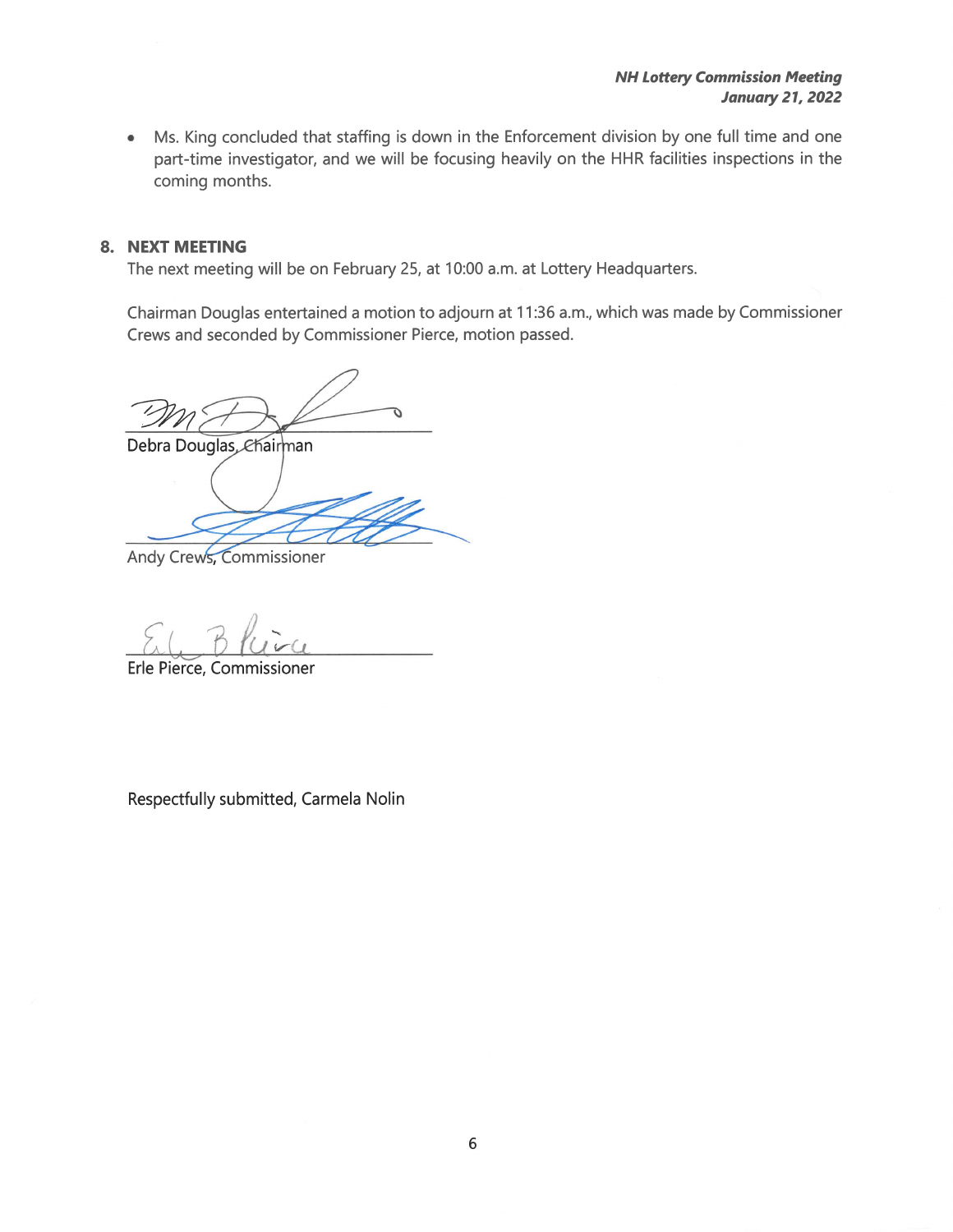- Ms. King concluded that staffing is down in the Enforcement division by one full time and one part-time investigator, and we will be focusing heavily on the HHR facilities inspections in the coming months.

## 8. NEXT MEETING

The next meeting will be on February 25, at 10:00 a.m. at Lottery Headquarters.

Chairman Douglas entertained a motion to adjourn at 11:36 a.m., which was made by Commissioner Crews and seconded by Commissioner Pierce, motion passed.

Debra Douglas, Chairman

Andy Crews, Commissioner

Erle Pierce, Commissioner

Respectfully submitted, Carmela Nolin